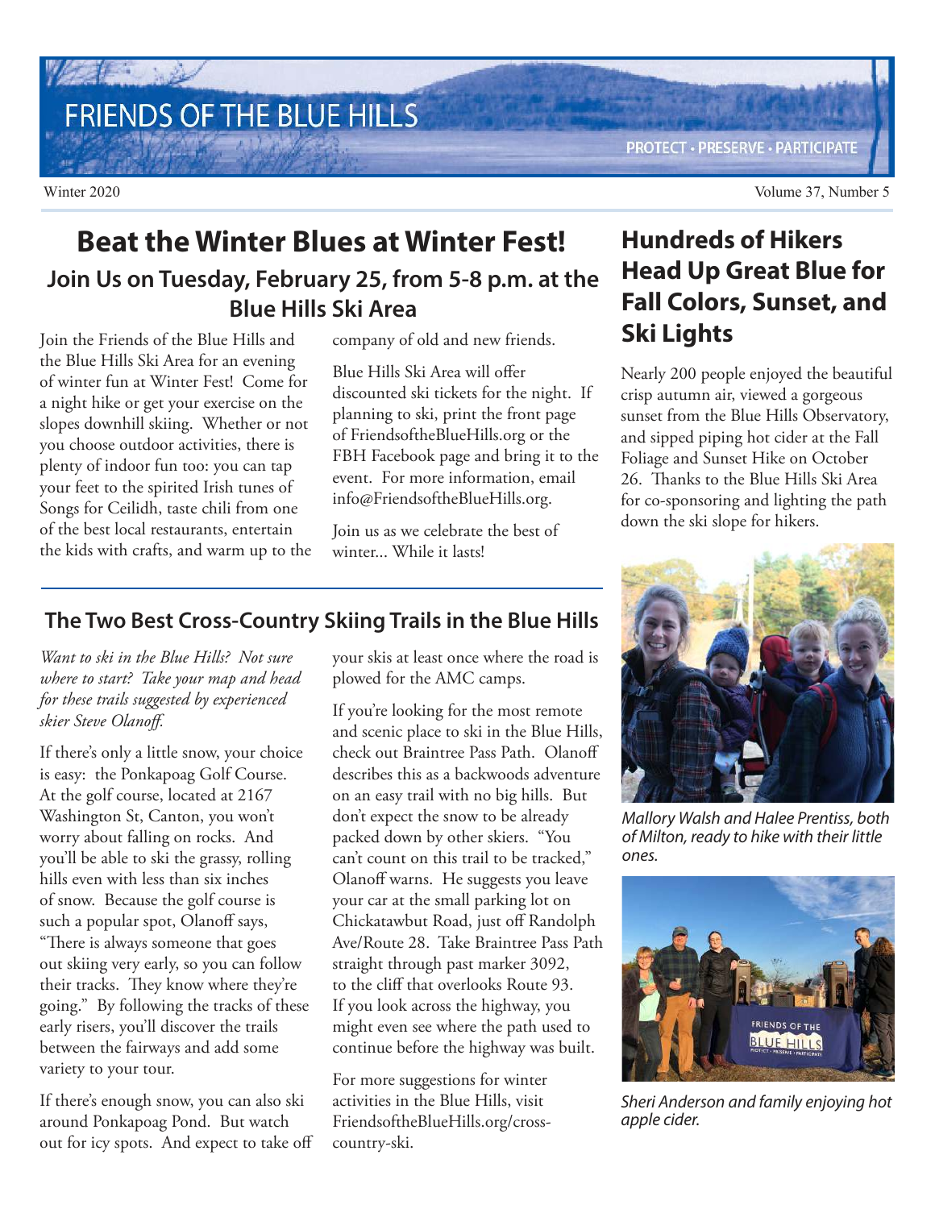# FRIENDS OF THE BLUE HILLS

PROTECT · PRESERVE · PARTICIPATE

Winter 2020

Volume 37, Number 5

## Beat the Winter Blues at Winter Fest!

### Join Us on Tuesday, February 25, from 5-8 p.m. at the Blue Hills Ski Area

Join the Friends of the Blue Hills and the Blue Hills Ski Area for an evening of winter fun at Winter Fest! Come for a night hike or get your exercise on the slopes downhill skiing. Whether or not you choose outdoor activities, there is plenty of indoor fun too: you can tap your feet to the spirited Irish tunes of Songs for Ceilidh, taste chili from one of the best local restaurants, entertain the kids with crafts, and warm up to the company of old and new friends.

Blue Hills Ski Area will offer discounted ski tickets for the night. If planning to ski, print the front page of FriendsoftheBlueHills.org or the FBH Facebook page and bring it to the event. For more information, email info@FriendsoftheBlueHills.org.

Join us as we celebrate the best of winter... While it lasts!

## The Two Best Cross-Country Skiing Trails in the Blue Hills

*Want to ski in the Blue Hills? Not sure where to start? Take your map and head for these trails suggested by experienced skier Steve Olanoff.*

If there's only a little snow, your choice is easy: the Ponkapoag Golf Course. At the golf course, located at 2167 Washington St, Canton, you won't worry about falling on rocks. And you'll be able to ski the grassy, rolling hills even with less than six inches of snow. Because the golf course is such a popular spot, Olanoff says, "There is always someone that goes out skiing very early, so you can follow their tracks. They know where they're going." By following the tracks of these early risers, you'll discover the trails between the fairways and add some variety to your tour.

If there's enough snow, you can also ski around Ponkapoag Pond. But watch out for icy spots. And expect to take off your skis at least once where the road is plowed for the AMC camps.

If you're looking for the most remote and scenic place to ski in the Blue Hills, check out Braintree Pass Path. Olanoff describes this as a backwoods adventure on an easy trail with no big hills. But don't expect the snow to be already packed down by other skiers. "You can't count on this trail to be tracked," Olanoff warns. He suggests you leave your car at the small parking lot on Chickatawbut Road, just off Randolph Ave/Route 28. Take Braintree Pass Path straight through past marker 3092, to the cliff that overlooks Route 93. If you look across the highway, you might even see where the path used to continue before the highway was built.

For more suggestions for winter activities in the Blue Hills, visit FriendsoftheBlueHills.org/cross-country-ski.

## Hundreds of Hikers Head Up Great Blue for Fall Colors, Sunset, and Ski Lights

Nearly 200 people enjoyed the beautiful crisp autumn air, viewed a gorgeous sunset from the Blue Hills Observatory, and sipped piping hot cider at the Fall Foliage and Sunset Hike on October 26. Thanks to the Blue Hills Ski Area for co-sponsoring and lighting the path down the ski slope for hikers.

*Mallory Walsh and Halee Prentiss, both of Milton, ready to hike with their little ones.*

*Sheri Anderson and family enjoying hot apple cider.*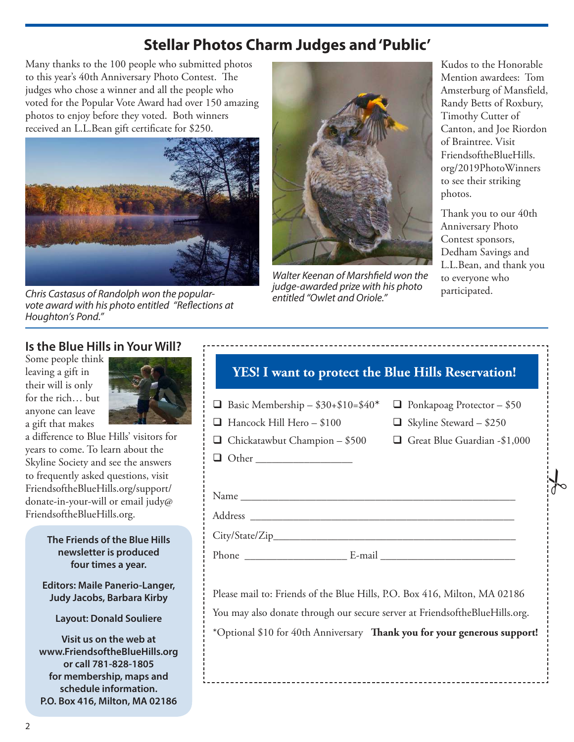## Stellar Photos Charm Judges and 'Public'

Many thanks to the 100 people who submitted photos to this year's 40th Anniversary Photo Contest. The judges who chose a winner and all the people who voted for the Popular Vote Award had over 150 amazing photos to enjoy before they voted. Both winners received an L.L.Bean gift certificate for $250.

*Chris Castasus of Randolph won the popular-vote award with his photo entitled "Reflections at Houghton's Pond."*

*Walter Keenan of Marshfield won the judge-awarded prize with his photo entitled "Owlet and Oriole."*

Kudos to the Honorable Mention awardees: Tom Amsterburg of Mansfield, Randy Betts of Roxbury, Timothy Cutter of Canton, and Joe Riordon of Braintree. Visit FriendsoftheBlueHills.org/2019PhotoWinners to see their striking photos.

Thank you to our 40th Anniversary Photo Contest sponsors, Dedham Savings and L.L.Bean, and thank you to everyone who participated.

### Is the Blue Hills in Your Will?

Some people think leaving a gift in their will is only for the rich… but anyone can leave a gift that makes a difference to Blue Hills' visitors for years to come. To learn about the Skyline Society and see the answers to frequently asked questions, visit FriendsoftheBlueHills.org/support/donate-in-your-will or email judy@FriendsoftheBlueHills.org.

**The Friends of the Blue Hills newsletter is produced four times a year.**

**Editors: Maile Panerio-Langer, Judy Jacobs, Barbara Kirby**

**Layout: Donald Souliere**

**Visit us on the web at www.FriendsoftheBlueHills.org or call 781-828-1805 for membership, maps and schedule information. P.O. Box 416, Milton, MA 02186**

### YES! I want to protect the Blue Hills Reservation!

- ❑ Basic Membership – $30+$10=$40*
- ❑ Ponkapoag Protector – $50
- ❑ Hancock Hill Hero – $100
- ❑ Skyline Steward – $250
- ❑ Chickatawbut Champion – $500
- ❑ Great Blue Guardian -$1,000
- ❑ Other ___________________

Name ______________________________________________________

Address ____________________________________________________

City/State/Zip_______________________________________________

Phone ___________________ E-mail _________________________

Please mail to: Friends of the Blue Hills, P.O. Box 416, Milton, MA 02186

You may also donate through our secure server at FriendsoftheBlueHills.org.

*Optional $10 for 40th Anniversary **Thank you for your generous support!**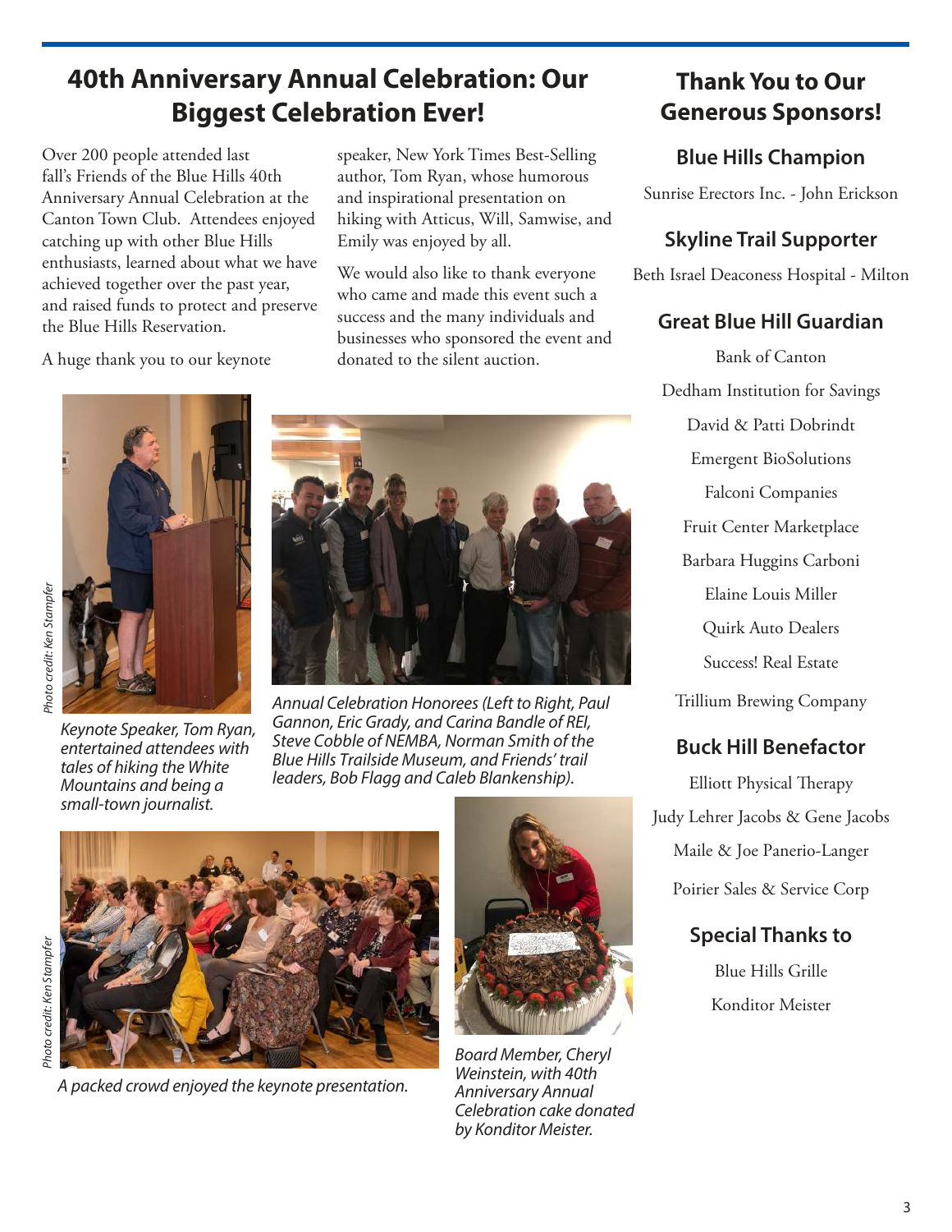## 40th Anniversary Annual Celebration: Our Biggest Celebration Ever!

Over 200 people attended last fall's Friends of the Blue Hills 40th Anniversary Annual Celebration at the Canton Town Club. Attendees enjoyed catching up with other Blue Hills enthusiasts, learned about what we have achieved together over the past year, and raised funds to protect and preserve the Blue Hills Reservation.

A huge thank you to our keynote speaker, New York Times Best-Selling author, Tom Ryan, whose humorous and inspirational presentation on hiking with Atticus, Will, Samwise, and Emily was enjoyed by all.

We would also like to thank everyone who came and made this event such a success and the many individuals and businesses who sponsored the event and donated to the silent auction.

*Photo credit: Ken Stampfer*

*Keynote Speaker, Tom Ryan, entertained attendees with tales of hiking the White Mountains and being a small-town journalist.*

*Annual Celebration Honorees (Left to Right, Paul Gannon, Eric Grady, and Carina Bandle of REI, Steve Cobble of NEMBA, Norman Smith of the Blue Hills Trailside Museum, and Friends' trail leaders, Bob Flagg and Caleb Blankenship).*

*Photo credit: Ken Stampfer*

*A packed crowd enjoyed the keynote presentation.*

*Board Member, Cheryl Weinstein, with 40th Anniversary Annual Celebration cake donated by Konditor Meister.*

## Thank You to Our Generous Sponsors!

### Blue Hills Champion

Sunrise Erectors Inc. - John Erickson

### Skyline Trail Supporter

Beth Israel Deaconess Hospital - Milton

### Great Blue Hill Guardian

Bank of Canton

Dedham Institution for Savings

David & Patti Dobrindt

Emergent BioSolutions

Falconi Companies

Fruit Center Marketplace

Barbara Huggins Carboni

Elaine Louis Miller

Quirk Auto Dealers

Success! Real Estate

Trillium Brewing Company

### Buck Hill Benefactor

Elliott Physical Therapy

Judy Lehrer Jacobs & Gene Jacobs

Maile & Joe Panerio-Langer

Poirier Sales & Service Corp

### Special Thanks to

Blue Hills Grille

Konditor Meister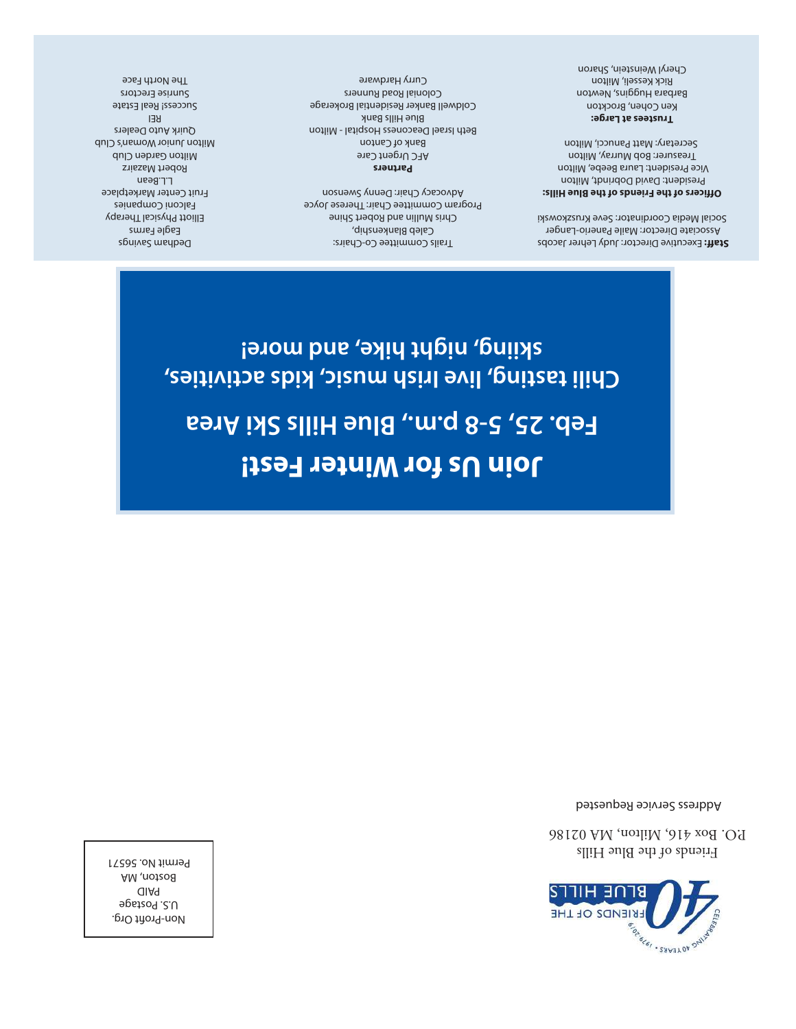**Staff:** Executive Director: Judy Lehrer Jacobs
Associate Director: Maile Panerio-Langer
Social Media Coordinator: Seve Kruszkowski

**Officers of the Friends of the Blue Hills:**
President: David Dobrindt, Milton
Vice President: Laura Beebe, Milton
Treasurer: Bob Murray, Milton
Secretary: Matt Panucci, Milton

**Trustees at Large:**
Ken Cohen, Brockton
Barbara Huggins, Newton
Rick Kesseli, Milton
Cheryl Weinstein, Sharon

Trails Committee Co-Chairs:
Caleb Blankenship,
Chris Mullin and Robert Shine
Program Committee Chair: Therese Joyce
Advocacy Chair: Denny Swenson

**Partners**
AFC Urgent Care
Bank of Canton
Beth Israel Deaconess Hospital - Milton
Blue Hills Bank
Coldwell Banker Residential Brokerage
Colonial Road Runners
Curry Hardware
Dedham Savings
Eagle Farms
Elliott Physical Therapy
Falconi Companies
Fruit Center Marketplace
L.L.Bean
Robert Mazairz
Milton Garden Club
Milton Junior Woman's Club
Quik Auto Dealers
REI
Success! Real Estate
Sunrise Erectors
The North Face

# Join Us for Winter Fest!

## Feb. 25, 5-8 p.m., Blue Hills Ski Area

## Chili tasting, live irish music, kids activities, skiing, night hike, and more!

FRIENDS OF THE BLUE HILLS
CELEBRATING 40 YEARS • 1979-2019

Friends of the Blue Hills
P.O. Box 416, Milton, MA 02186

Address Service Requested

Non-Profit Org.
U.S. Postage
PAID
Boston, MA
Permit No. 56571